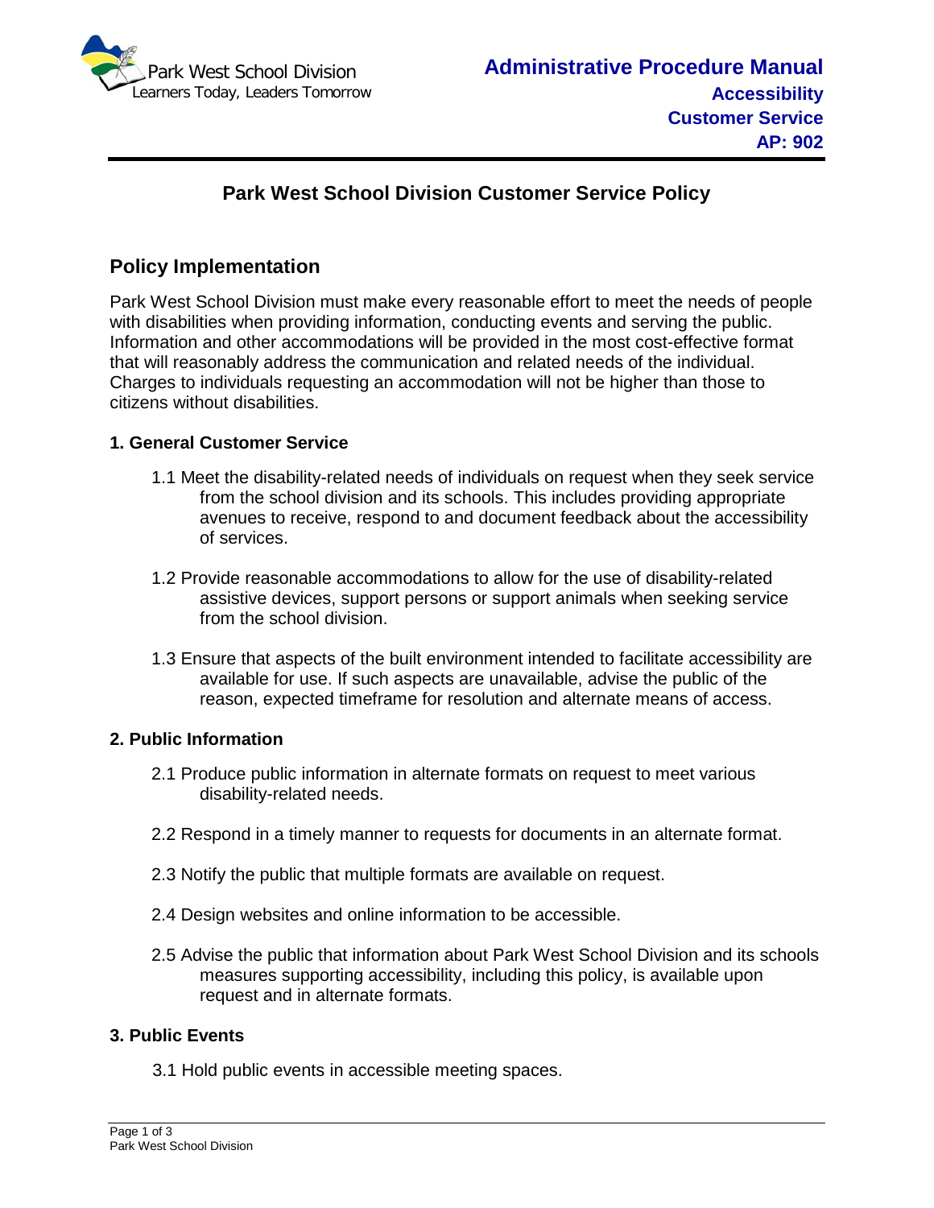# Park West School Division Customer Service Policy

## Policy Implementation

Park West School Division must make every reasonable effort to meet the needs of people with disabilities when providing information, conducting events and serving the public. Information and other accommodations will be provided in the most cost-effective format that will reasonably address the communication and related needs of the individual. Charges to individuals requesting an accommodation will not be higher than those to citizens without disabilities.

### 1. General Customer Service

1.1 Meet the disability-related needs of individuals on request when they seek service from the school division and its schools. This includes providing appropriate avenues to receive, respond to and document feedback about the accessibility of services.

1.2 Provide reasonable accommodations to allow for the use of disability-related assistive devices, support persons or support animals when seeking service from the school division.

1.3 Ensure that aspects of the built environment intended to facilitate accessibility are available for use. If such aspects are unavailable, advise the public of the reason, expected timeframe for resolution and alternate means of access.

### 2. Public Information

2.1 Produce public information in alternate formats on request to meet various disability-related needs.

2.2 Respond in a timely manner to requests for documents in an alternate format.

2.3 Notify the public that multiple formats are available on request.

2.4 Design websites and online information to be accessible.

2.5 Advise the public that information about Park West School Division and its schools measures supporting accessibility, including this policy, is available upon request and in alternate formats.

### 3. Public Events

3.1 Hold public events in accessible meeting spaces.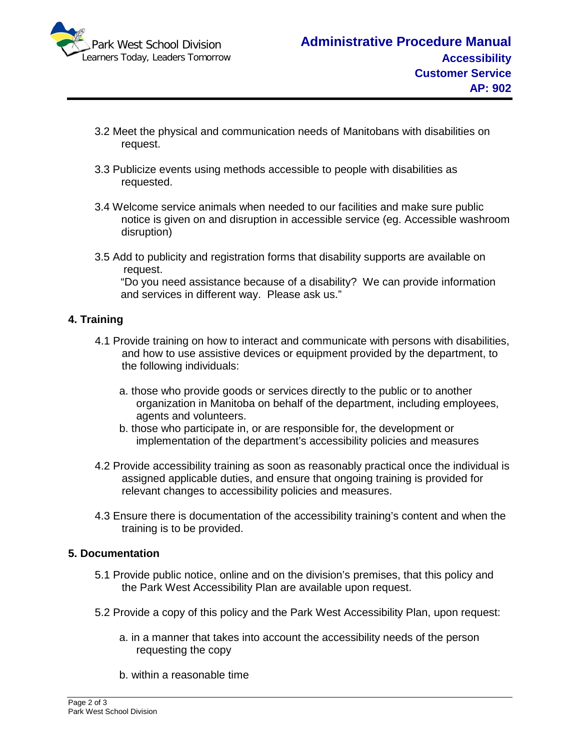3.2 Meet the physical and communication needs of Manitobans with disabilities on request.

3.3 Publicize events using methods accessible to people with disabilities as requested.

3.4 Welcome service animals when needed to our facilities and make sure public notice is given on and disruption in accessible service (eg. Accessible washroom disruption)

3.5 Add to publicity and registration forms that disability supports are available on request.
"Do you need assistance because of a disability? We can provide information and services in different way. Please ask us."

## 4. Training

4.1 Provide training on how to interact and communicate with persons with disabilities, and how to use assistive devices or equipment provided by the department, to the following individuals:

a. those who provide goods or services directly to the public or to another organization in Manitoba on behalf of the department, including employees, agents and volunteers.
b. those who participate in, or are responsible for, the development or implementation of the department's accessibility policies and measures

4.2 Provide accessibility training as soon as reasonably practical once the individual is assigned applicable duties, and ensure that ongoing training is provided for relevant changes to accessibility policies and measures.

4.3 Ensure there is documentation of the accessibility training's content and when the training is to be provided.

## 5. Documentation

5.1 Provide public notice, online and on the division's premises, that this policy and the Park West Accessibility Plan are available upon request.

5.2 Provide a copy of this policy and the Park West Accessibility Plan, upon request:

a. in a manner that takes into account the accessibility needs of the person requesting the copy

b. within a reasonable time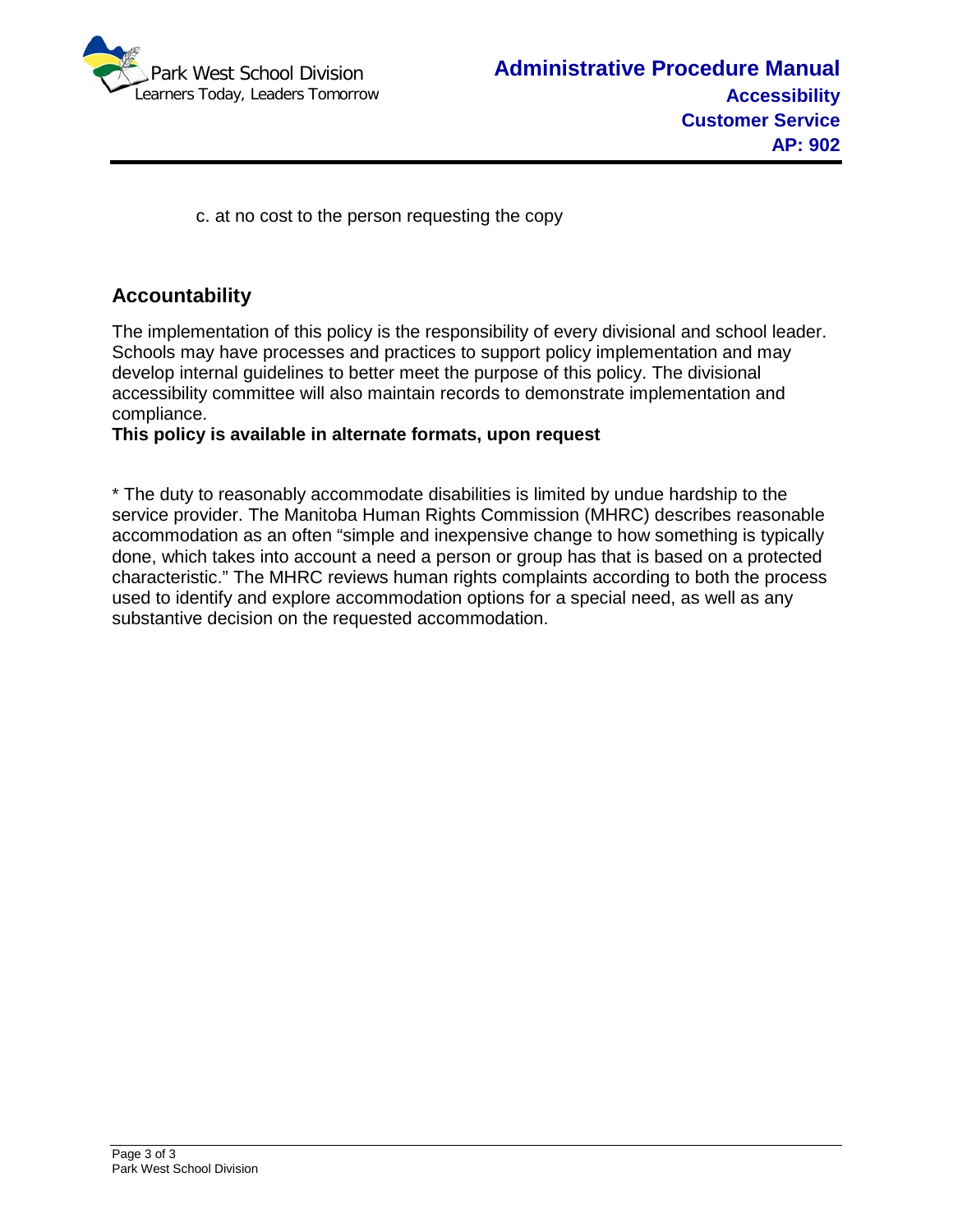c. at no cost to the person requesting the copy

## Accountability

The implementation of this policy is the responsibility of every divisional and school leader. Schools may have processes and practices to support policy implementation and may develop internal guidelines to better meet the purpose of this policy. The divisional accessibility committee will also maintain records to demonstrate implementation and compliance.

**This policy is available in alternate formats, upon request**

* The duty to reasonably accommodate disabilities is limited by undue hardship to the service provider. The Manitoba Human Rights Commission (MHRC) describes reasonable accommodation as an often "simple and inexpensive change to how something is typically done, which takes into account a need a person or group has that is based on a protected characteristic." The MHRC reviews human rights complaints according to both the process used to identify and explore accommodation options for a special need, as well as any substantive decision on the requested accommodation.